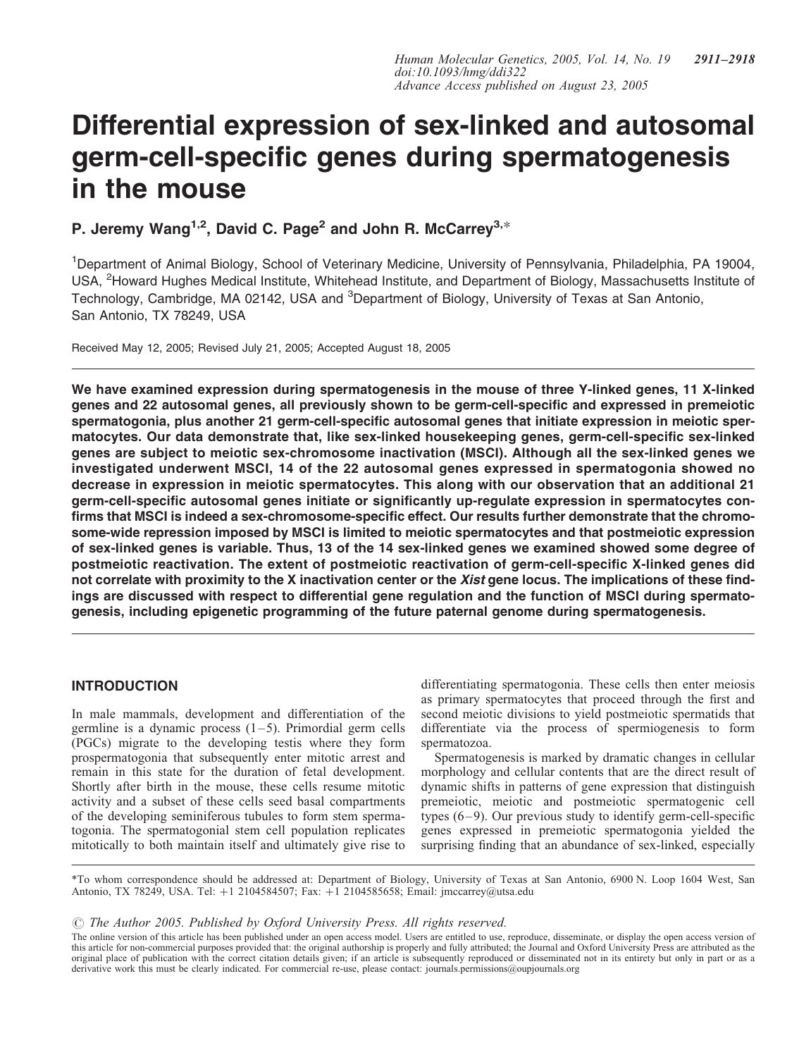# Differential expression of sex-linked and autosomal germ-cell-specific genes during spermatogenesis in the mouse

**P. Jeremy Wang[1,2], David C. Page[2] and John R. McCarrey[3,*]**

[1]Department of Animal Biology, School of Veterinary Medicine, University of Pennsylvania, Philadelphia, PA 19004, USA, [2]Howard Hughes Medical Institute, Whitehead Institute, and Department of Biology, Massachusetts Institute of Technology, Cambridge, MA 02142, USA and [3]Department of Biology, University of Texas at San Antonio, San Antonio, TX 78249, USA

Received May 12, 2005; Revised July 21, 2005; Accepted August 18, 2005

**We have examined expression during spermatogenesis in the mouse of three Y-linked genes, 11 X-linked genes and 22 autosomal genes, all previously shown to be germ-cell-specific and expressed in premeiotic spermatogonia, plus another 21 germ-cell-specific autosomal genes that initiate expression in meiotic spermatocytes. Our data demonstrate that, like sex-linked housekeeping genes, germ-cell-specific sex-linked genes are subject to meiotic sex-chromosome inactivation (MSCI). Although all the sex-linked genes we investigated underwent MSCI, 14 of the 22 autosomal genes expressed in spermatogonia showed no decrease in expression in meiotic spermatocytes. This along with our observation that an additional 21 germ-cell-specific autosomal genes initiate or significantly up-regulate expression in spermatocytes confirms that MSCI is indeed a sex-chromosome-specific effect. Our results further demonstrate that the chromosome-wide repression imposed by MSCI is limited to meiotic spermatocytes and that postmeiotic expression of sex-linked genes is variable. Thus, 13 of the 14 sex-linked genes we examined showed some degree of postmeiotic reactivation. The extent of postmeiotic reactivation of germ-cell-specific X-linked genes did not correlate with proximity to the X inactivation center or the *Xist* gene locus. The implications of these findings are discussed with respect to differential gene regulation and the function of MSCI during spermatogenesis, including epigenetic programming of the future paternal genome during spermatogenesis.**

## INTRODUCTION

In male mammals, development and differentiation of the germline is a dynamic process (1–5). Primordial germ cells (PGCs) migrate to the developing testis where they form prospermatogonia that subsequently enter mitotic arrest and remain in this state for the duration of fetal development. Shortly after birth in the mouse, these cells resume mitotic activity and a subset of these cells seed basal compartments of the developing seminiferous tubules to form stem spermatogonia. The spermatogonial stem cell population replicates mitotically to both maintain itself and ultimately give rise to differentiating spermatogonia. These cells then enter meiosis as primary spermatocytes that proceed through the first and second meiotic divisions to yield postmeiotic spermatids that differentiate via the process of spermiogenesis to form spermatozoa.

Spermatogenesis is marked by dramatic changes in cellular morphology and cellular contents that are the direct result of dynamic shifts in patterns of gene expression that distinguish premeiotic, meiotic and postmeiotic spermatogenic cell types (6–9). Our previous study to identify germ-cell-specific genes expressed in premeiotic spermatogonia yielded the surprising finding that an abundance of sex-linked, especially

*To whom correspondence should be addressed at: Department of Biology, University of Texas at San Antonio, 6900 N. Loop 1604 West, San Antonio, TX 78249, USA. Tel: +1 2104584507; Fax: +1 2104585658; Email: jmccarrey@utsa.edu

© The Author 2005. Published by Oxford University Press. All rights reserved.

The online version of this article has been published under an open access model. Users are entitled to use, reproduce, disseminate, or display the open access version of this article for non-commercial purposes provided that: the original authorship is properly and fully attributed; the Journal and Oxford University Press are attributed as the original place of publication with the correct citation details given; if an article is subsequently reproduced or disseminated not in its entirety but only in part or as a derivative work this must be clearly indicated. For commercial re-use, please contact: journals.permissions@oupjournals.org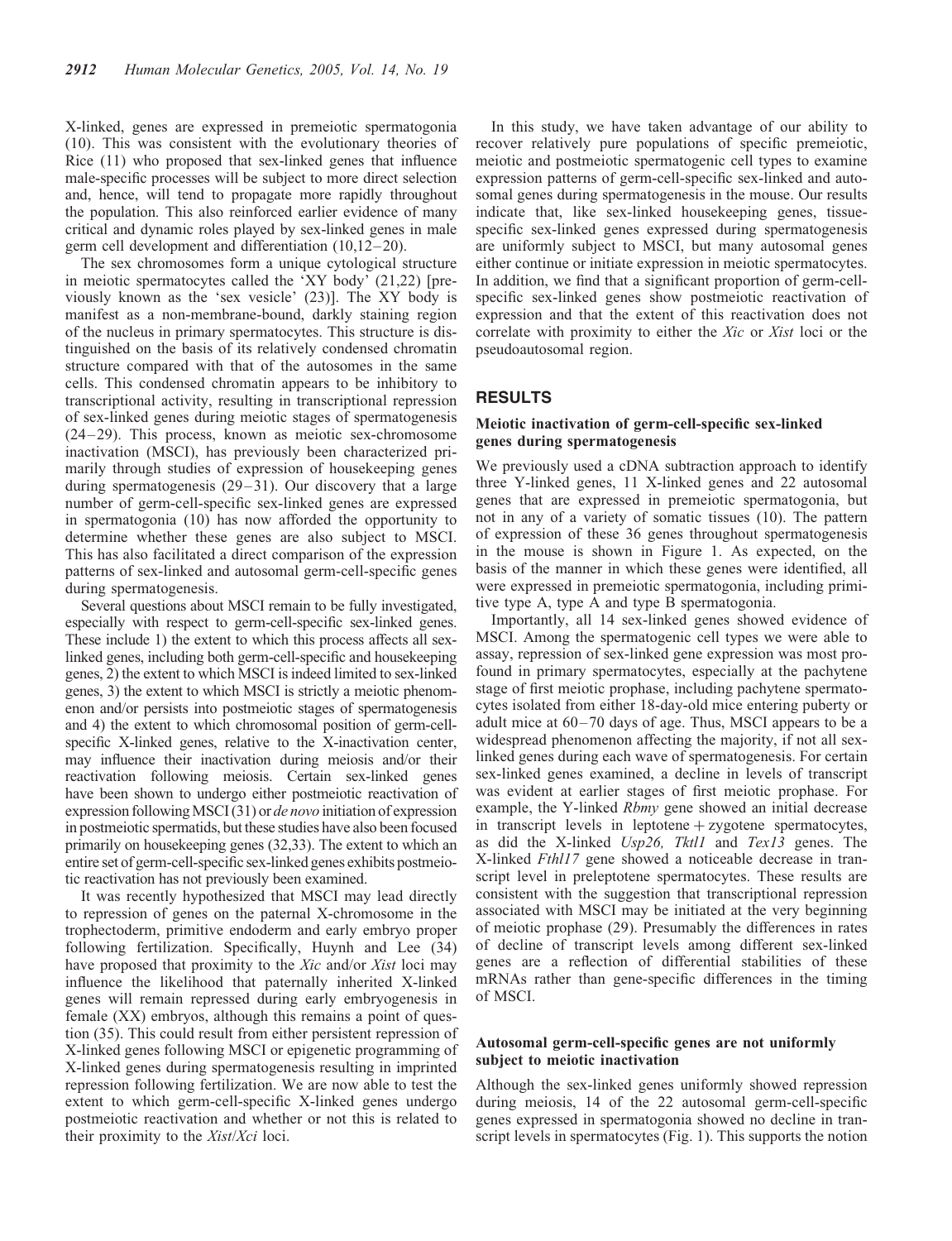X-linked, genes are expressed in premeiotic spermatogonia (10). This was consistent with the evolutionary theories of Rice (11) who proposed that sex-linked genes that influence male-specific processes will be subject to more direct selection and, hence, will tend to propagate more rapidly throughout the population. This also reinforced earlier evidence of many critical and dynamic roles played by sex-linked genes in male germ cell development and differentiation (10,12–20).

The sex chromosomes form a unique cytological structure in meiotic spermatocytes called the 'XY body' (21,22) [previously known as the 'sex vesicle' (23)]. The XY body is manifest as a non-membrane-bound, darkly staining region of the nucleus in primary spermatocytes. This structure is distinguished on the basis of its relatively condensed chromatin structure compared with that of the autosomes in the same cells. This condensed chromatin appears to be inhibitory to transcriptional activity, resulting in transcriptional repression of sex-linked genes during meiotic stages of spermatogenesis (24–29). This process, known as meiotic sex-chromosome inactivation (MSCI), has previously been characterized primarily through studies of expression of housekeeping genes during spermatogenesis (29–31). Our discovery that a large number of germ-cell-specific sex-linked genes are expressed in spermatogonia (10) has now afforded the opportunity to determine whether these genes are also subject to MSCI. This has also facilitated a direct comparison of the expression patterns of sex-linked and autosomal germ-cell-specific genes during spermatogenesis.

Several questions about MSCI remain to be fully investigated, especially with respect to germ-cell-specific sex-linked genes. These include 1) the extent to which this process affects all sex-linked genes, including both germ-cell-specific and housekeeping genes, 2) the extent to which MSCI is indeed limited to sex-linked genes, 3) the extent to which MSCI is strictly a meiotic phenomenon and/or persists into postmeiotic stages of spermatogenesis and 4) the extent to which chromosomal position of germ-cell-specific X-linked genes, relative to the X-inactivation center, may influence their inactivation during meiosis and/or their reactivation following meiosis. Certain sex-linked genes have been shown to undergo either postmeiotic reactivation of expression following MSCI (31) or *de novo* initiation of expression in postmeiotic spermatids, but these studies have also been focused primarily on housekeeping genes (32,33). The extent to which an entire set of germ-cell-specific sex-linked genes exhibits postmeiotic reactivation has not previously been examined.

It was recently hypothesized that MSCI may lead directly to repression of genes on the paternal X-chromosome in the trophectoderm, primitive endoderm and early embryo proper following fertilization. Specifically, Huynh and Lee (34) have proposed that proximity to the *Xic* and/or *Xist* loci may influence the likelihood that paternally inherited X-linked genes will remain repressed during early embryogenesis in female (XX) embryos, although this remains a point of question (35). This could result from either persistent repression of X-linked genes following MSCI or epigenetic programming of X-linked genes during spermatogenesis resulting in imprinted repression following fertilization. We are now able to test the extent to which germ-cell-specific X-linked genes undergo postmeiotic reactivation and whether or not this is related to their proximity to the *Xist*/*Xci* loci.

In this study, we have taken advantage of our ability to recover relatively pure populations of specific premeiotic, meiotic and postmeiotic spermatogenic cell types to examine expression patterns of germ-cell-specific sex-linked and autosomal genes during spermatogenesis in the mouse. Our results indicate that, like sex-linked housekeeping genes, tissue-specific sex-linked genes expressed during spermatogenesis are uniformly subject to MSCI, but many autosomal genes either continue or initiate expression in meiotic spermatocytes. In addition, we find that a significant proportion of germ-cell-specific sex-linked genes show postmeiotic reactivation of expression and that the extent of this reactivation does not correlate with proximity to either the *Xic* or *Xist* loci or the pseudoautosomal region.

## RESULTS

### Meiotic inactivation of germ-cell-specific sex-linked genes during spermatogenesis

We previously used a cDNA subtraction approach to identify three Y-linked genes, 11 X-linked genes and 22 autosomal genes that are expressed in premeiotic spermatogonia, but not in any of a variety of somatic tissues (10). The pattern of expression of these 36 genes throughout spermatogenesis in the mouse is shown in Figure 1. As expected, on the basis of the manner in which these genes were identified, all were expressed in premeiotic spermatogonia, including primitive type A, type A and type B spermatogonia.

Importantly, all 14 sex-linked genes showed evidence of MSCI. Among the spermatogenic cell types we were able to assay, repression of sex-linked gene expression was most profound in primary spermatocytes, especially at the pachytene stage of first meiotic prophase, including pachytene spermatocytes isolated from either 18-day-old mice entering puberty or adult mice at 60–70 days of age. Thus, MSCI appears to be a widespread phenomenon affecting the majority, if not all sex-linked genes during each wave of spermatogenesis. For certain sex-linked genes examined, a decline in levels of transcript was evident at earlier stages of first meiotic prophase. For example, the Y-linked *Rbmy* gene showed an initial decrease in transcript levels in leptotene + zygotene spermatocytes, as did the X-linked *Usp26, Tktl1* and *Tex13* genes. The X-linked *Fthl17* gene showed a noticeable decrease in transcript level in preleptotene spermatocytes. These results are consistent with the suggestion that transcriptional repression associated with MSCI may be initiated at the very beginning of meiotic prophase (29). Presumably the differences in rates of decline of transcript levels among different sex-linked genes are a reflection of differential stabilities of these mRNAs rather than gene-specific differences in the timing of MSCI.

### Autosomal germ-cell-specific genes are not uniformly subject to meiotic inactivation

Although the sex-linked genes uniformly showed repression during meiosis, 14 of the 22 autosomal germ-cell-specific genes expressed in spermatogonia showed no decline in transcript levels in spermatocytes (Fig. 1). This supports the notion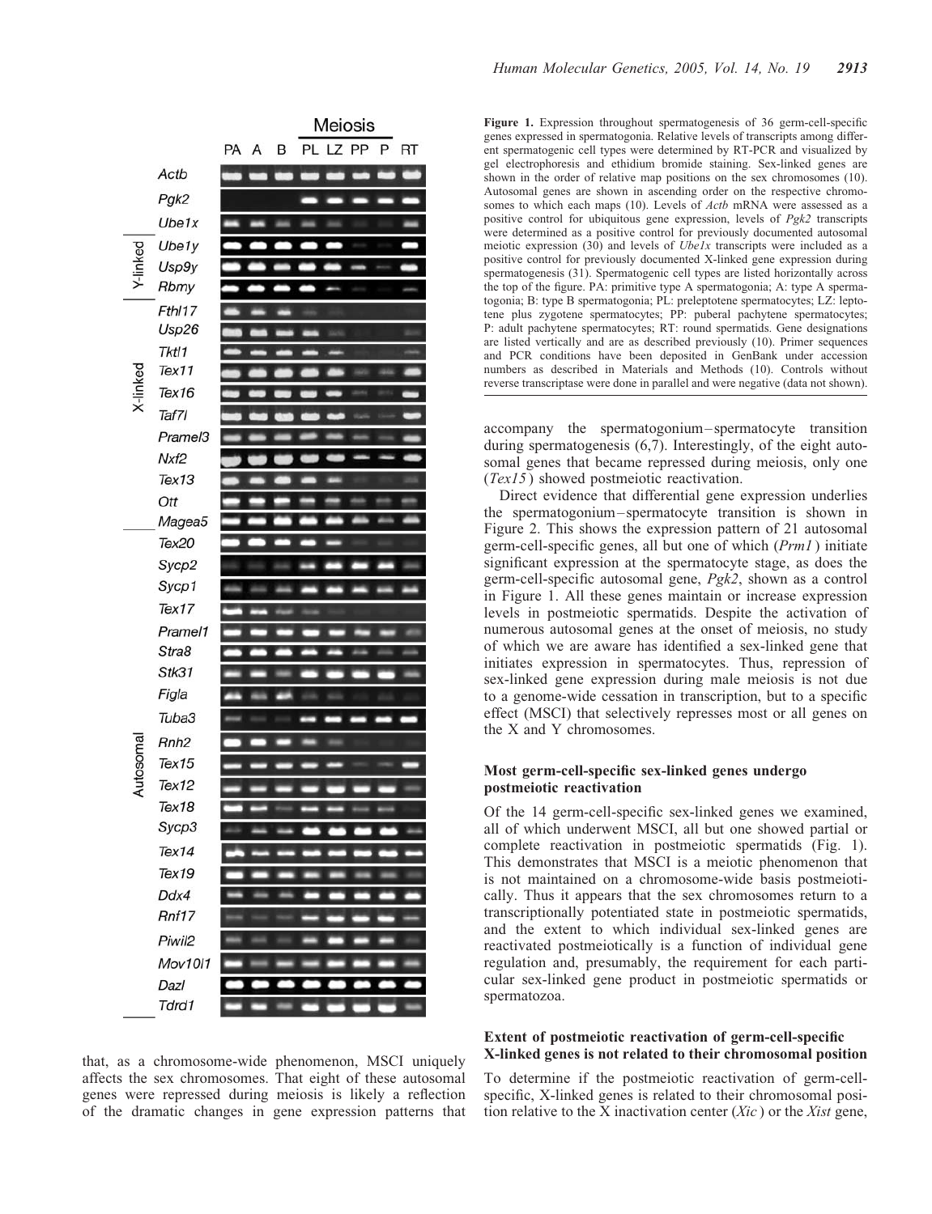**Figure 1.** Expression throughout spermatogenesis of 36 germ-cell-specific genes expressed in spermatogonia. Relative levels of transcripts among different spermatogenic cell types were determined by RT-PCR and visualized by gel electrophoresis and ethidium bromide staining. Sex-linked genes are shown in the order of relative map positions on the sex chromosomes (10). Autosomal genes are shown in ascending order on the respective chromosomes to which each maps (10). Levels of *Actb* mRNA were assessed as a positive control for ubiquitous gene expression, levels of *Pgk2* transcripts were determined as a positive control for previously documented autosomal meiotic expression (30) and levels of *Ube1x* transcripts were included as a positive control for previously documented X-linked gene expression during spermatogenesis (31). Spermatogenic cell types are listed horizontally across the top of the figure. PA: primitive type A spermatogonia; A: type A spermatogonia; B: type B spermatogonia; PL: preleptotene spermatocytes; LZ: leptotene plus zygotene spermatocytes; PP: puberal pachytene spermatocytes; P: adult pachytene spermatocytes; RT: round spermatids. Gene designations are listed vertically and are as described previously (10). Primer sequences and PCR conditions have been deposited in GenBank under accession numbers as described in Materials and Methods (10). Controls without reverse transcriptase were done in parallel and were negative (data not shown).

that, as a chromosome-wide phenomenon, MSCI uniquely affects the sex chromosomes. That eight of these autosomal genes were repressed during meiosis is likely a reflection of the dramatic changes in gene expression patterns that accompany the spermatogonium–spermatocyte transition during spermatogenesis (6,7). Interestingly, of the eight autosomal genes that became repressed during meiosis, only one (*Tex15*) showed postmeiotic reactivation.

Direct evidence that differential gene expression underlies the spermatogonium–spermatocyte transition is shown in Figure 2. This shows the expression pattern of 21 autosomal germ-cell-specific genes, all but one of which (*Prm1*) initiate significant expression at the spermatocyte stage, as does the germ-cell-specific autosomal gene, *Pgk2*, shown as a control in Figure 1. All these genes maintain or increase expression levels in postmeiotic spermatids. Despite the activation of numerous autosomal genes at the onset of meiosis, no study of which we are aware has identified a sex-linked gene that initiates expression in spermatocytes. Thus, repression of sex-linked gene expression during male meiosis is not due to a genome-wide cessation in transcription, but to a specific effect (MSCI) that selectively represses most or all genes on the X and Y chromosomes.

### Most germ-cell-specific sex-linked genes undergo postmeiotic reactivation

Of the 14 germ-cell-specific sex-linked genes we examined, all of which underwent MSCI, all but one showed partial or complete reactivation in postmeiotic spermatids (Fig. 1). This demonstrates that MSCI is a meiotic phenomenon that is not maintained on a chromosome-wide basis postmeiotically. Thus it appears that the sex chromosomes return to a transcriptionally potentiated state in postmeiotic spermatids, and the extent to which individual sex-linked genes are reactivated postmeiotically is a function of individual gene regulation and, presumably, the requirement for each particular sex-linked gene product in postmeiotic spermatids or spermatozoa.

### Extent of postmeiotic reactivation of germ-cell-specific X-linked genes is not related to their chromosomal position

To determine if the postmeiotic reactivation of germ-cell-specific, X-linked genes is related to their chromosomal position relative to the X inactivation center (*Xic*) or the *Xist* gene,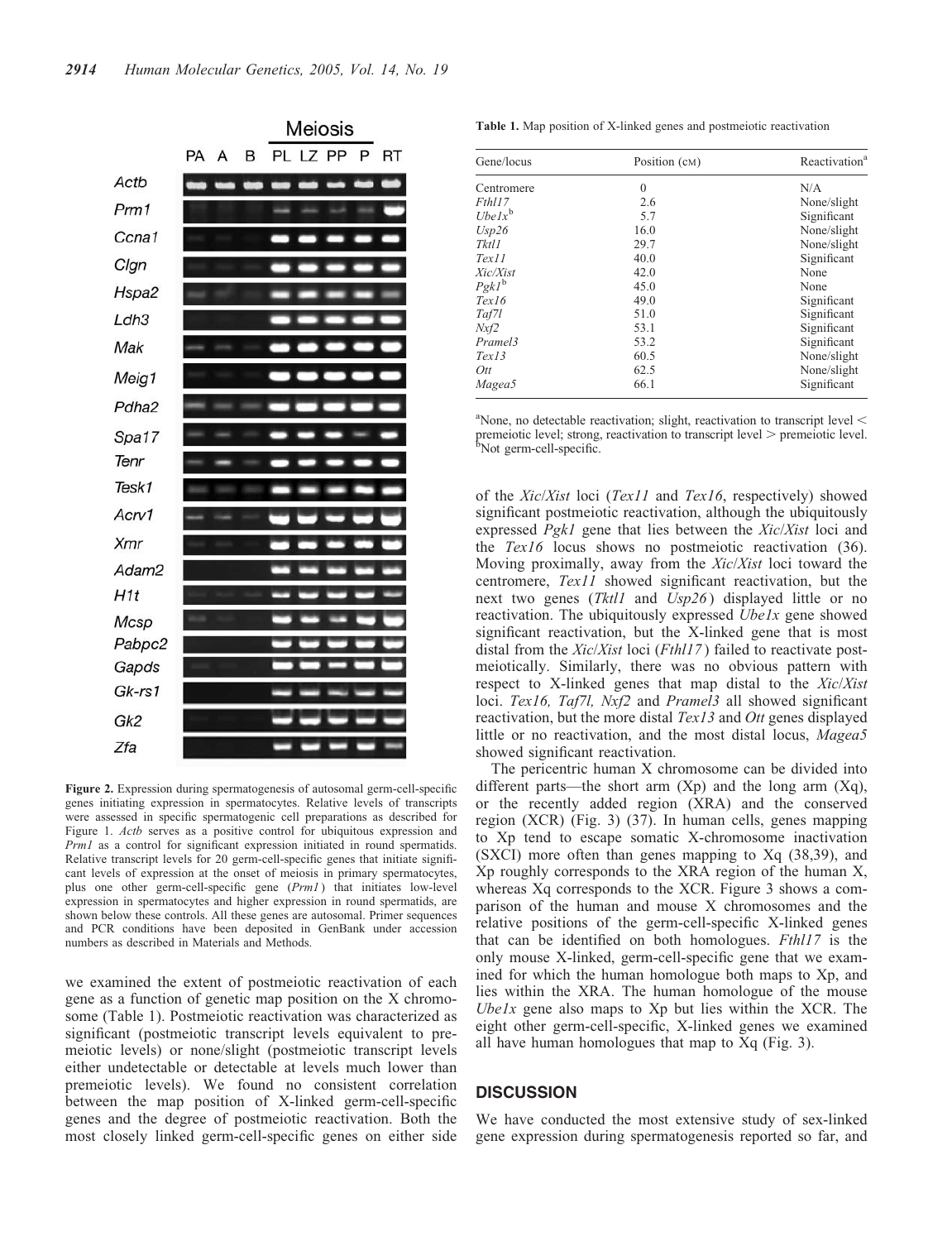Figure 2. Expression during spermatogenesis of autosomal germ-cell-specific genes initiating expression in spermatocytes. Relative levels of transcripts were assessed in specific spermatogenic cell preparations as described for Figure 1. *Actb* serves as a positive control for ubiquitous expression and *Prm1* as a control for significant expression initiated in round spermatids. Relative transcript levels for 20 germ-cell-specific genes that initiate significant levels of expression at the onset of meiosis in primary spermatocytes, plus one other germ-cell-specific gene (*Prm1*) that initiates low-level expression in spermatocytes and higher expression in round spermatids, are shown below these controls. All these genes are autosomal. Primer sequences and PCR conditions have been deposited in GenBank under accession numbers as described in Materials and Methods.

we examined the extent of postmeiotic reactivation of each gene as a function of genetic map position on the X chromosome (Table 1). Postmeiotic reactivation was characterized as significant (postmeiotic transcript levels equivalent to premeiotic levels) or none/slight (postmeiotic transcript levels either undetectable or detectable at levels much lower than premeiotic levels). We found no consistent correlation between the map position of X-linked germ-cell-specific genes and the degree of postmeiotic reactivation. Both the most closely linked germ-cell-specific genes on either side of the *Xic*/*Xist* loci (*Tex11* and *Tex16*, respectively) showed significant postmeiotic reactivation, although the ubiquitously expressed *Pgk1* gene that lies between the *Xic*/*Xist* loci and the *Tex16* locus shows no postmeiotic reactivation (36). Moving proximally, away from the *Xic*/*Xist* loci toward the centromere, *Tex11* showed significant reactivation, but the next two genes (*Tktl1* and *Usp26*) displayed little or no reactivation. The ubiquitously expressed *Ube1x* gene showed significant reactivation, but the X-linked gene that is most distal from the *Xic*/*Xist* loci (*Fthl17*) failed to reactivate postmeiotically. Similarly, there was no obvious pattern with respect to X-linked genes that map distal to the *Xic*/*Xist* loci. *Tex16, Taf7l, Nxf2* and *Pramel3* all showed significant reactivation, but the more distal *Tex13* and *Ott* genes displayed little or no reactivation, and the most distal locus, *Magea5* showed significant reactivation.

The pericentric human X chromosome can be divided into different parts—the short arm (Xp) and the long arm (Xq), or the recently added region (XRA) and the conserved region (XCR) (Fig. 3) (37). In human cells, genes mapping to Xp tend to escape somatic X-chromosome inactivation (SXCI) more often than genes mapping to Xq (38,39), and Xp roughly corresponds to the XRA region of the human X, whereas Xq corresponds to the XCR. Figure 3 shows a comparison of the human and mouse X chromosomes and the relative positions of the germ-cell-specific X-linked genes that can be identified on both homologues. *Fthl17* is the only mouse X-linked, germ-cell-specific gene that we examined for which the human homologue both maps to Xp, and lies within the XRA. The human homologue of the mouse *Ube1x* gene also maps to Xp but lies within the XCR. The eight other germ-cell-specific, X-linked genes we examined all have human homologues that map to Xq (Fig. 3).

**Table 1.** Map position of X-linked genes and postmeiotic reactivation

| Gene/locus | Position (cM) | Reactivation[a] |
|---|---|---|
| Centromere | 0 | N/A |
| *Fthl17* | 2.6 | None/slight |
| *Ube1x*[b] | 5.7 | Significant |
| *Usp26* | 16.0 | None/slight |
| *Tktl1* | 29.7 | None/slight |
| *Tex11* | 40.0 | Significant |
| *Xic/Xist* | 42.0 | None |
| *Pgk1*[b] | 45.0 | None |
| *Tex16* | 49.0 | Significant |
| *Taf7l* | 51.0 | Significant |
| *Nxf2* | 53.1 | Significant |
| *Pramel3* | 53.2 | Significant |
| *Tex13* | 60.5 | None/slight |
| *Ott* | 62.5 | None/slight |
| *Magea5* | 66.1 | Significant |

[a]None, no detectable reactivation; slight, reactivation to transcript level < premeiotic level; strong, reactivation to transcript level > premeiotic level.
[b]Not germ-cell-specific.

## DISCUSSION

We have conducted the most extensive study of sex-linked gene expression during spermatogenesis reported so far, and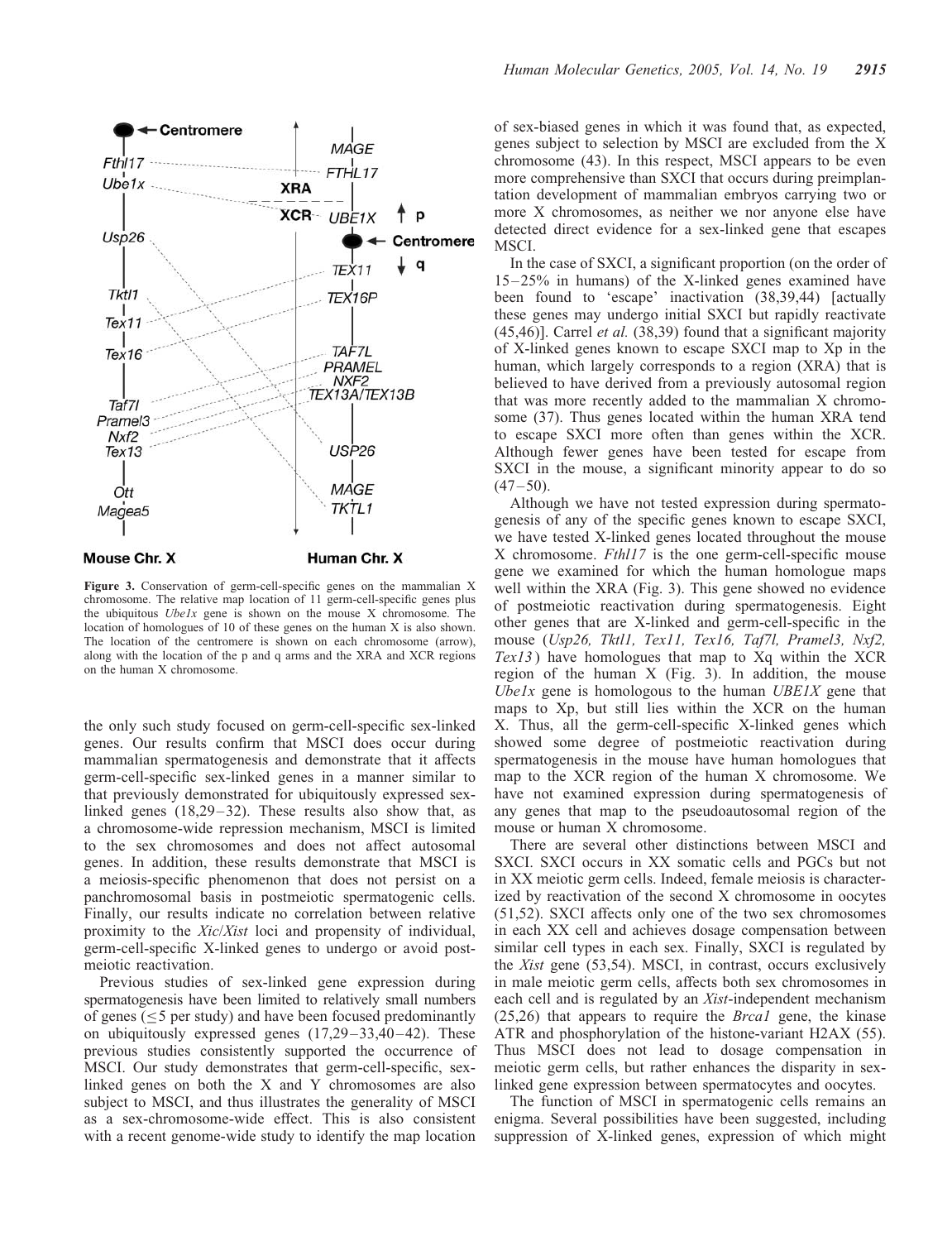**Figure 3.** Conservation of germ-cell-specific genes on the mammalian X chromosome. The relative map location of 11 germ-cell-specific genes plus the ubiquitous *Ube1x* gene is shown on the mouse X chromosome. The location of homologues of 10 of these genes on the human X is also shown. The location of the centromere is shown on each chromosome (arrow), along with the location of the p and q arms and the XRA and XCR regions on the human X chromosome.

the only such study focused on germ-cell-specific sex-linked genes. Our results confirm that MSCI does occur during mammalian spermatogenesis and demonstrate that it affects germ-cell-specific sex-linked genes in a manner similar to that previously demonstrated for ubiquitously expressed sex-linked genes (18,29–32). These results also show that, as a chromosome-wide repression mechanism, MSCI is limited to the sex chromosomes and does not affect autosomal genes. In addition, these results demonstrate that MSCI is a meiosis-specific phenomenon that does not persist on a panchromosomal basis in postmeiotic spermatogenic cells. Finally, our results indicate no correlation between relative proximity to the *Xic*/*Xist* loci and propensity of individual, germ-cell-specific X-linked genes to undergo or avoid postmeiotic reactivation.

Previous studies of sex-linked gene expression during spermatogenesis have been limited to relatively small numbers of genes (≤5 per study) and have been focused predominantly on ubiquitously expressed genes (17,29–33,40–42). These previous studies consistently supported the occurrence of MSCI. Our study demonstrates that germ-cell-specific, sex-linked genes on both the X and Y chromosomes are also subject to MSCI, and thus illustrates the generality of MSCI as a sex-chromosome-wide effect. This is also consistent with a recent genome-wide study to identify the map location of sex-biased genes in which it was found that, as expected, genes subject to selection by MSCI are excluded from the X chromosome (43). In this respect, MSCI appears to be even more comprehensive than SXCI that occurs during preimplantation development of mammalian embryos carrying two or more X chromosomes, as neither we nor anyone else have detected direct evidence for a sex-linked gene that escapes MSCI.

In the case of SXCI, a significant proportion (on the order of 15–25% in humans) of the X-linked genes examined have been found to 'escape' inactivation (38,39,44) [actually these genes may undergo initial SXCI but rapidly reactivate (45,46)]. Carrel *et al.* (38,39) found that a significant majority of X-linked genes known to escape SXCI map to Xp in the human, which largely corresponds to a region (XRA) that is believed to have derived from a previously autosomal region that was more recently added to the mammalian X chromosome (37). Thus genes located within the human XRA tend to escape SXCI more often than genes within the XCR. Although fewer genes have been tested for escape from SXCI in the mouse, a significant minority appear to do so (47–50).

Although we have not tested expression during spermatogenesis of any of the specific genes known to escape SXCI, we have tested X-linked genes located throughout the mouse X chromosome. *Fthl17* is the one germ-cell-specific mouse gene we examined for which the human homologue maps well within the XRA (Fig. 3). This gene showed no evidence of postmeiotic reactivation during spermatogenesis. Eight other genes that are X-linked and germ-cell-specific in the mouse (*Usp26, Tktl1, Tex11, Tex16, Taf7l, Pramel3, Nxf2, Tex13*) have homologues that map to Xq within the XCR region of the human X (Fig. 3). In addition, the mouse *Ube1x* gene is homologous to the human *UBE1X* gene that maps to Xp, but still lies within the XCR on the human X. Thus, all the germ-cell-specific X-linked genes which showed some degree of postmeiotic reactivation during spermatogenesis in the mouse have human homologues that map to the XCR region of the human X chromosome. We have not examined expression during spermatogenesis of any genes that map to the pseudoautosomal region of the mouse or human X chromosome.

There are several other distinctions between MSCI and SXCI. SXCI occurs in XX somatic cells and PGCs but not in XX meiotic germ cells. Indeed, female meiosis is characterized by reactivation of the second X chromosome in oocytes (51,52). SXCI affects only one of the two sex chromosomes in each XX cell and achieves dosage compensation between similar cell types in each sex. Finally, SXCI is regulated by the *Xist* gene (53,54). MSCI, in contrast, occurs exclusively in male meiotic germ cells, affects both sex chromosomes in each cell and is regulated by an *Xist*-independent mechanism (25,26) that appears to require the *Brca1* gene, the kinase ATR and phosphorylation of the histone-variant H2AX (55). Thus MSCI does not lead to dosage compensation in meiotic germ cells, but rather enhances the disparity in sex-linked gene expression between spermatocytes and oocytes.

The function of MSCI in spermatogenic cells remains an enigma. Several possibilities have been suggested, including suppression of X-linked genes, expression of which might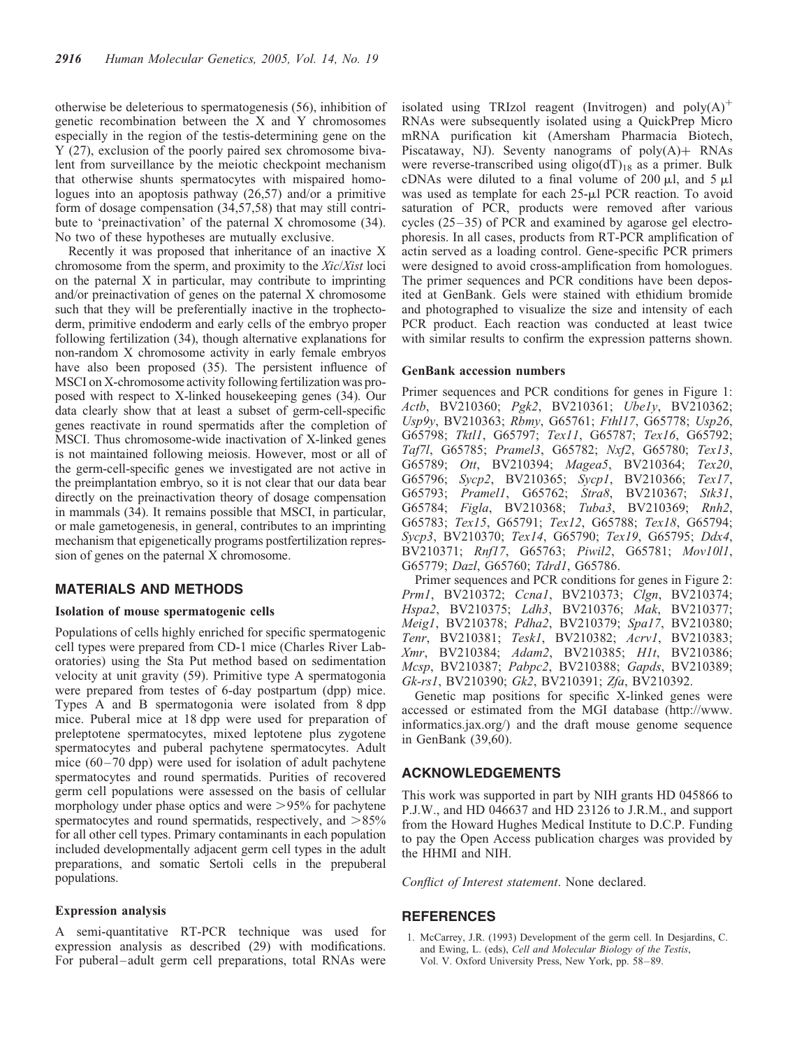otherwise be deleterious to spermatogenesis (56), inhibition of genetic recombination between the X and Y chromosomes especially in the region of the testis-determining gene on the Y (27), exclusion of the poorly paired sex chromosome bivalent from surveillance by the meiotic checkpoint mechanism that otherwise shunts spermatocytes with mispaired homologues into an apoptosis pathway (26,57) and/or a primitive form of dosage compensation (34,57,58) that may still contribute to 'preinactivation' of the paternal X chromosome (34). No two of these hypotheses are mutually exclusive.

Recently it was proposed that inheritance of an inactive X chromosome from the sperm, and proximity to the *Xic*/*Xist* loci on the paternal X in particular, may contribute to imprinting and/or preinactivation of genes on the paternal X chromosome such that they will be preferentially inactive in the trophectoderm, primitive endoderm and early cells of the embryo proper following fertilization (34), though alternative explanations for non-random X chromosome activity in early female embryos have also been proposed (35). The persistent influence of MSCI on X-chromosome activity following fertilization was proposed with respect to X-linked housekeeping genes (34). Our data clearly show that at least a subset of germ-cell-specific genes reactivate in round spermatids after the completion of MSCI. Thus chromosome-wide inactivation of X-linked genes is not maintained following meiosis. However, most or all of the germ-cell-specific genes we investigated are not active in the preimplantation embryo, so it is not clear that our data bear directly on the preinactivation theory of dosage compensation in mammals (34). It remains possible that MSCI, in particular, or male gametogenesis, in general, contributes to an imprinting mechanism that epigenetically programs postfertilization repression of genes on the paternal X chromosome.

## MATERIALS AND METHODS

### Isolation of mouse spermatogenic cells

Populations of cells highly enriched for specific spermatogenic cell types were prepared from CD-1 mice (Charles River Laboratories) using the Sta Put method based on sedimentation velocity at unit gravity (59). Primitive type A spermatogonia were prepared from testes of 6-day postpartum (dpp) mice. Types A and B spermatogonia were isolated from 8 dpp mice. Puberal mice at 18 dpp were used for preparation of preleptotene spermatocytes, mixed leptotene plus zygotene spermatocytes and puberal pachytene spermatocytes. Adult mice (60–70 dpp) were used for isolation of adult pachytene spermatocytes and round spermatids. Purities of recovered germ cell populations were assessed on the basis of cellular morphology under phase optics and were >95% for pachytene spermatocytes and round spermatids, respectively, and >85% for all other cell types. Primary contaminants in each population included developmentally adjacent germ cell types in the adult preparations, and somatic Sertoli cells in the prepuberal populations.

### Expression analysis

A semi-quantitative RT-PCR technique was used for expression analysis as described (29) with modifications. For puberal–adult germ cell preparations, total RNAs were isolated using TRIzol reagent (Invitrogen) and poly$(A)^+$ RNAs were subsequently isolated using a QuickPrep Micro mRNA purification kit (Amersham Pharmacia Biotech, Piscataway, NJ). Seventy nanograms of poly(A)+ RNAs were reverse-transcribed using oligo$(dT)_{18}$ as a primer. Bulk cDNAs were diluted to a final volume of 200 µl, and 5 µl was used as template for each 25-µl PCR reaction. To avoid saturation of PCR, products were removed after various cycles (25–35) of PCR and examined by agarose gel electrophoresis. In all cases, products from RT-PCR amplification of actin served as a loading control. Gene-specific PCR primers were designed to avoid cross-amplification from homologues. The primer sequences and PCR conditions have been deposited at GenBank. Gels were stained with ethidium bromide and photographed to visualize the size and intensity of each PCR product. Each reaction was conducted at least twice with similar results to confirm the expression patterns shown.

### GenBank accession numbers

Primer sequences and PCR conditions for genes in Figure 1: *Actb*, BV210360; *Pgk2*, BV210361; *Ube1y*, BV210362; *Usp9y*, BV210363; *Rbmy*, G65761; *Fthl17*, G65778; *Usp26*, G65798; *Tktl1*, G65797; *Tex11*, G65787; *Tex16*, G65792; *Taf7l*, G65785; *Pramel3*, G65782; *Nxf2*, G65780; *Tex13*, G65789; *Ott*, BV210394; *Magea5*, BV210364; *Tex20*, G65796; *Sycp2*, BV210365; *Sycp1*, BV210366; *Tex17*, G65793; *Pramel1*, G65762; *Stra8*, BV210367; *Stk31*, G65784; *Figla*, BV210368; *Tuba3*, BV210369; *Rnh2*, G65783; *Tex15*, G65791; *Tex12*, G65788; *Tex18*, G65794; *Sycp3*, BV210370; *Tex14*, G65790; *Tex19*, G65795; *Ddx4*, BV210371; *Rnf17*, G65763; *Piwil2*, G65781; *Mov10l1*, G65779; *Dazl*, G65760; *Tdrd1*, G65786.

Primer sequences and PCR conditions for genes in Figure 2: *Prm1*, BV210372; *Ccna1*, BV210373; *Clgn*, BV210374; *Hspa2*, BV210375; *Ldh3*, BV210376; *Mak*, BV210377; *Meig1*, BV210378; *Pdha2*, BV210379; *Spa17*, BV210380; *Tenr*, BV210381; *Tesk1*, BV210382; *Acrv1*, BV210383; *Xmr*, BV210384; *Adam2*, BV210385; *H1t*, BV210386; *Mcsp*, BV210387; *Pabpc2*, BV210388; *Gapds*, BV210389; *Gk-rs1*, BV210390; *Gk2*, BV210391; *Zfa*, BV210392.

Genetic map positions for specific X-linked genes were accessed or estimated from the MGI database (http://www.informatics.jax.org/) and the draft mouse genome sequence in GenBank (39,60).

## ACKNOWLEDGEMENTS

This work was supported in part by NIH grants HD 045866 to P.J.W., and HD 046637 and HD 23126 to J.R.M., and support from the Howard Hughes Medical Institute to D.C.P. Funding to pay the Open Access publication charges was provided by the HHMI and NIH.

*Conflict of Interest statement*. None declared.

## REFERENCES

1. McCarrey, J.R. (1993) Development of the germ cell. In Desjardins, C. and Ewing, L. (eds), *Cell and Molecular Biology of the Testis*, Vol. V. Oxford University Press, New York, pp. 58–89.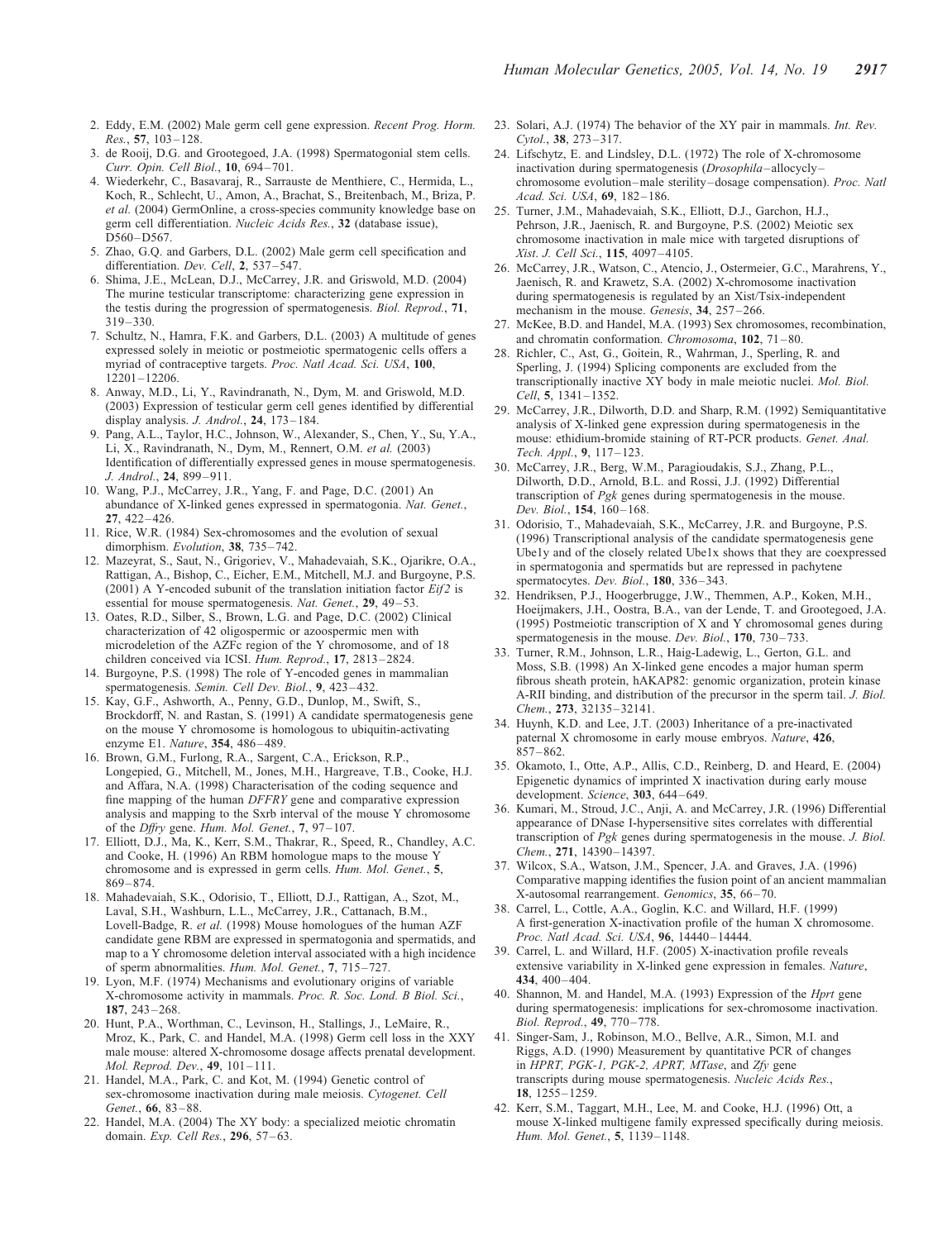2. Eddy, E.M. (2002) Male germ cell gene expression. *Recent Prog. Horm. Res.*, **57**, 103–128.
3. de Rooij, D.G. and Grootegoed, J.A. (1998) Spermatogonial stem cells. *Curr. Opin. Cell Biol.*, **10**, 694–701.
4. Wiederkehr, C., Basavaraj, R., Sarrauste de Menthiere, C., Hermida, L., Koch, R., Schlecht, U., Amon, A., Brachat, S., Breitenbach, M., Briza, P. *et al.* (2004) GermOnline, a cross-species community knowledge base on germ cell differentiation. *Nucleic Acids Res.*, **32** (database issue), D560–D567.
5. Zhao, G.Q. and Garbers, D.L. (2002) Male germ cell specification and differentiation. *Dev. Cell*, **2**, 537–547.
6. Shima, J.E., McLean, D.J., McCarrey, J.R. and Griswold, M.D. (2004) The murine testicular transcriptome: characterizing gene expression in the testis during the progression of spermatogenesis. *Biol. Reprod.*, **71**, 319–330.
7. Schultz, N., Hamra, F.K. and Garbers, D.L. (2003) A multitude of genes expressed solely in meiotic or postmeiotic spermatogenic cells offers a myriad of contraceptive targets. *Proc. Natl Acad. Sci. USA*, **100**, 12201–12206.
8. Anway, M.D., Li, Y., Ravindranath, N., Dym, M. and Griswold, M.D. (2003) Expression of testicular germ cell genes identified by differential display analysis. *J. Androl.*, **24**, 173–184.
9. Pang, A.L., Taylor, H.C., Johnson, W., Alexander, S., Chen, Y., Su, Y.A., Li, X., Ravindranath, N., Dym, M., Rennert, O.M. *et al.* (2003) Identification of differentially expressed genes in mouse spermatogenesis. *J. Androl.*, **24**, 899–911.
10. Wang, P.J., McCarrey, J.R., Yang, F. and Page, D.C. (2001) An abundance of X-linked genes expressed in spermatogonia. *Nat. Genet.*, **27**, 422–426.
11. Rice, W.R. (1984) Sex-chromosomes and the evolution of sexual dimorphism. *Evolution*, **38**, 735–742.
12. Mazeyrat, S., Saut, N., Grigoriev, V., Mahadevaiah, S.K., Ojarikre, O.A., Rattigan, A., Bishop, C., Eicher, E.M., Mitchell, M.J. and Burgoyne, P.S. (2001) A Y-encoded subunit of the translation initiation factor *Eif2* is essential for mouse spermatogenesis. *Nat. Genet.*, **29**, 49–53.
13. Oates, R.D., Silber, S., Brown, L.G. and Page, D.C. (2002) Clinical characterization of 42 oligospermic or azoospermic men with microdeletion of the AZFc region of the Y chromosome, and of 18 children conceived via ICSI. *Hum. Reprod.*, **17**, 2813–2824.
14. Burgoyne, P.S. (1998) The role of Y-encoded genes in mammalian spermatogenesis. *Semin. Cell Dev. Biol.*, **9**, 423–432.
15. Kay, G.F., Ashworth, A., Penny, G.D., Dunlop, M., Swift, S., Brockdorff, N. and Rastan, S. (1991) A candidate spermatogenesis gene on the mouse Y chromosome is homologous to ubiquitin-activating enzyme E1. *Nature*, **354**, 486–489.
16. Brown, G.M., Furlong, R.A., Sargent, C.A., Erickson, R.P., Longepied, G., Mitchell, M., Jones, M.H., Hargreave, T.B., Cooke, H.J. and Affara, N.A. (1998) Characterisation of the coding sequence and fine mapping of the human *DFFRY* gene and comparative expression analysis and mapping to the Sxrb interval of the mouse Y chromosome of the *Dffry* gene. *Hum. Mol. Genet.*, **7**, 97–107.
17. Elliott, D.J., Ma, K., Kerr, S.M., Thakrar, R., Speed, R., Chandley, A.C. and Cooke, H. (1996) An RBM homologue maps to the mouse Y chromosome and is expressed in germ cells. *Hum. Mol. Genet.*, **5**, 869–874.
18. Mahadevaiah, S.K., Odorisio, T., Elliott, D.J., Rattigan, A., Szot, M., Laval, S.H., Washburn, L.L., McCarrey, J.R., Cattanach, B.M., Lovell-Badge, R. *et al.* (1998) Mouse homologues of the human AZF candidate gene RBM are expressed in spermatogonia and spermatids, and map to a Y chromosome deletion interval associated with a high incidence of sperm abnormalities. *Hum. Mol. Genet.*, **7**, 715–727.
19. Lyon, M.F. (1974) Mechanisms and evolutionary origins of variable X-chromosome activity in mammals. *Proc. R. Soc. Lond. B Biol. Sci.*, **187**, 243–268.
20. Hunt, P.A., Worthman, C., Levinson, H., Stallings, J., LeMaire, R., Mroz, K., Park, C. and Handel, M.A. (1998) Germ cell loss in the XXY male mouse: altered X-chromosome dosage affects prenatal development. *Mol. Reprod. Dev.*, **49**, 101–111.
21. Handel, M.A., Park, C. and Kot, M. (1994) Genetic control of sex-chromosome inactivation during male meiosis. *Cytogenet. Cell Genet.*, **66**, 83–88.
22. Handel, M.A. (2004) The XY body: a specialized meiotic chromatin domain. *Exp. Cell Res.*, **296**, 57–63.
23. Solari, A.J. (1974) The behavior of the XY pair in mammals. *Int. Rev. Cytol.*, **38**, 273–317.
24. Lifschytz, E. and Lindsley, D.L. (1972) The role of X-chromosome inactivation during spermatogenesis (*Drosophila*–allocycly–chromosome evolution–male sterility–dosage compensation). *Proc. Natl Acad. Sci. USA*, **69**, 182–186.
25. Turner, J.M., Mahadevaiah, S.K., Elliott, D.J., Garchon, H.J., Pehrson, J.R., Jaenisch, R. and Burgoyne, P.S. (2002) Meiotic sex chromosome inactivation in male mice with targeted disruptions of *Xist*. *J. Cell Sci.*, **115**, 4097–4105.
26. McCarrey, J.R., Watson, C., Atencio, J., Ostermeier, G.C., Marahrens, Y., Jaenisch, R. and Krawetz, S.A. (2002) X-chromosome inactivation during spermatogenesis is regulated by an Xist/Tsix-independent mechanism in the mouse. *Genesis*, **34**, 257–266.
27. McKee, B.D. and Handel, M.A. (1993) Sex chromosomes, recombination, and chromatin conformation. *Chromosoma*, **102**, 71–80.
28. Richler, C., Ast, G., Goitein, R., Wahrman, J., Sperling, R. and Sperling, J. (1994) Splicing components are excluded from the transcriptionally inactive XY body in male meiotic nuclei. *Mol. Biol. Cell*, **5**, 1341–1352.
29. McCarrey, J.R., Dilworth, D.D. and Sharp, R.M. (1992) Semiquantitative analysis of X-linked gene expression during spermatogenesis in the mouse: ethidium-bromide staining of RT-PCR products. *Genet. Anal. Tech. Appl.*, **9**, 117–123.
30. McCarrey, J.R., Berg, W.M., Paragioudakis, S.J., Zhang, P.L., Dilworth, D.D., Arnold, B.L. and Rossi, J.J. (1992) Differential transcription of *Pgk* genes during spermatogenesis in the mouse. *Dev. Biol.*, **154**, 160–168.
31. Odorisio, T., Mahadevaiah, S.K., McCarrey, J.R. and Burgoyne, P.S. (1996) Transcriptional analysis of the candidate spermatogenesis gene Ube1y and of the closely related Ube1x shows that they are coexpressed in spermatogonia and spermatids but are repressed in pachytene spermatocytes. *Dev. Biol.*, **180**, 336–343.
32. Hendriksen, P.J., Hoogerbrugge, J.W., Themmen, A.P., Koken, M.H., Hoeijmakers, J.H., Oostra, B.A., van der Lende, T. and Grootegoed, J.A. (1995) Postmeiotic transcription of X and Y chromosomal genes during spermatogenesis in the mouse. *Dev. Biol.*, **170**, 730–733.
33. Turner, R.M., Johnson, L.R., Haig-Ladewig, L., Gerton, G.L. and Moss, S.B. (1998) An X-linked gene encodes a major human sperm fibrous sheath protein, hAKAP82: genomic organization, protein kinase A-RII binding, and distribution of the precursor in the sperm tail. *J. Biol. Chem.*, **273**, 32135–32141.
34. Huynh, K.D. and Lee, J.T. (2003) Inheritance of a pre-inactivated paternal X chromosome in early mouse embryos. *Nature*, **426**, 857–862.
35. Okamoto, I., Otte, A.P., Allis, C.D., Reinberg, D. and Heard, E. (2004) Epigenetic dynamics of imprinted X inactivation during early mouse development. *Science*, **303**, 644–649.
36. Kumari, M., Stroud, J.C., Anji, A. and McCarrey, J.R. (1996) Differential appearance of DNase I-hypersensitive sites correlates with differential transcription of *Pgk* genes during spermatogenesis in the mouse. *J. Biol. Chem.*, **271**, 14390–14397.
37. Wilcox, S.A., Watson, J.M., Spencer, J.A. and Graves, J.A. (1996) Comparative mapping identifies the fusion point of an ancient mammalian X-autosomal rearrangement. *Genomics*, **35**, 66–70.
38. Carrel, L., Cottle, A.A., Goglin, K.C. and Willard, H.F. (1999) A first-generation X-inactivation profile of the human X chromosome. *Proc. Natl Acad. Sci. USA*, **96**, 14440–14444.
39. Carrel, L. and Willard, H.F. (2005) X-inactivation profile reveals extensive variability in X-linked gene expression in females. *Nature*, **434**, 400–404.
40. Shannon, M. and Handel, M.A. (1993) Expression of the *Hprt* gene during spermatogenesis: implications for sex-chromosome inactivation. *Biol. Reprod.*, **49**, 770–778.
41. Singer-Sam, J., Robinson, M.O., Bellve, A.R., Simon, M.I. and Riggs, A.D. (1990) Measurement by quantitative PCR of changes in *HPRT, PGK-1, PGK-2, APRT, MTase*, and *Zfy* gene transcripts during mouse spermatogenesis. *Nucleic Acids Res.*, **18**, 1255–1259.
42. Kerr, S.M., Taggart, M.H., Lee, M. and Cooke, H.J. (1996) Ott, a mouse X-linked multigene family expressed specifically during meiosis. *Hum. Mol. Genet.*, **5**, 1139–1148.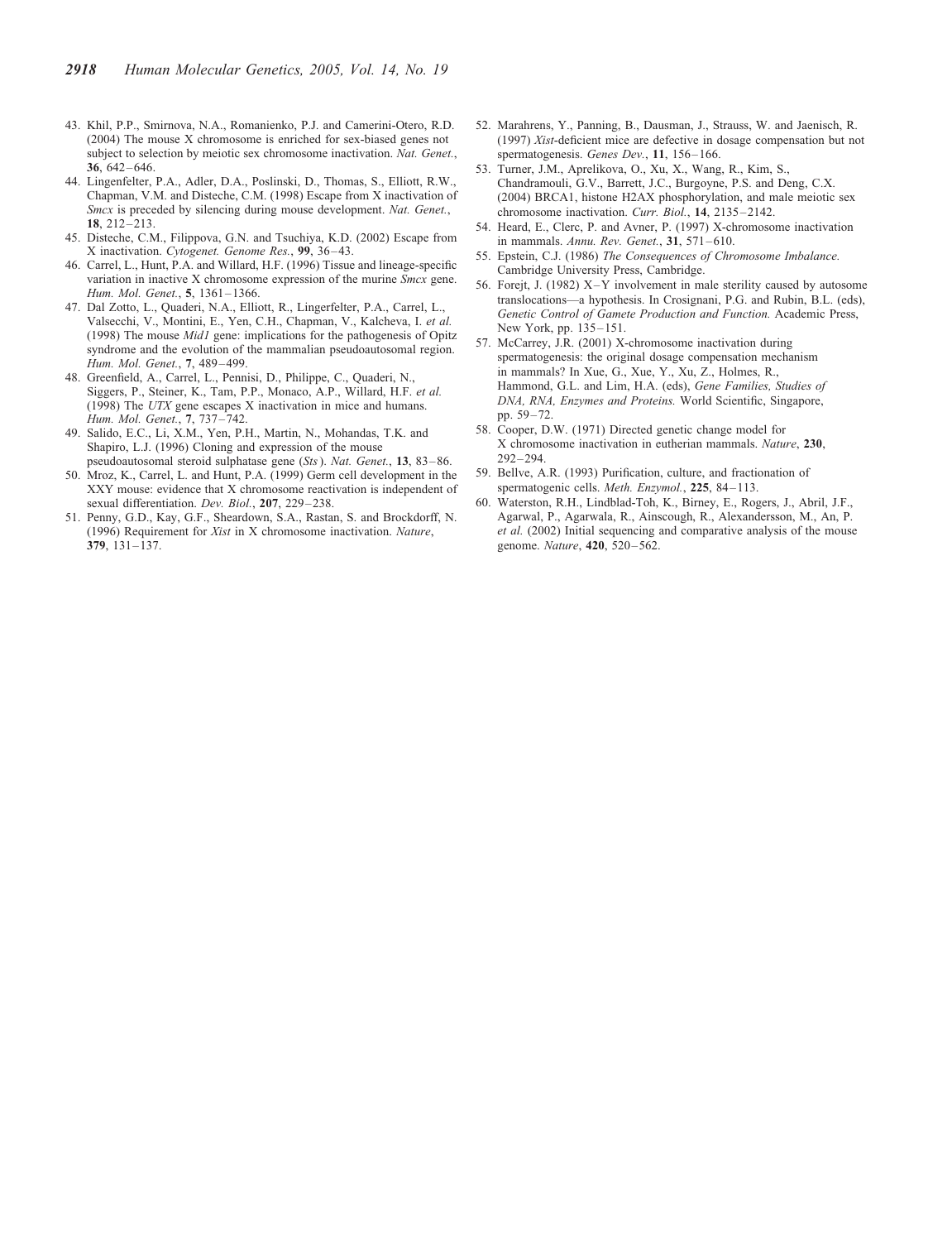43. Khil, P.P., Smirnova, N.A., Romanienko, P.J. and Camerini-Otero, R.D. (2004) The mouse X chromosome is enriched for sex-biased genes not subject to selection by meiotic sex chromosome inactivation. *Nat. Genet.*, **36**, 642–646.
44. Lingenfelter, P.A., Adler, D.A., Poslinski, D., Thomas, S., Elliott, R.W., Chapman, V.M. and Disteche, C.M. (1998) Escape from X inactivation of *Smcx* is preceded by silencing during mouse development. *Nat. Genet.*, **18**, 212–213.
45. Disteche, C.M., Filippova, G.N. and Tsuchiya, K.D. (2002) Escape from X inactivation. *Cytogenet. Genome Res.*, **99**, 36–43.
46. Carrel, L., Hunt, P.A. and Willard, H.F. (1996) Tissue and lineage-specific variation in inactive X chromosome expression of the murine *Smcx* gene. *Hum. Mol. Genet.*, **5**, 1361–1366.
47. Dal Zotto, L., Quaderi, N.A., Elliott, R., Lingerfelter, P.A., Carrel, L., Valsecchi, V., Montini, E., Yen, C.H., Chapman, V., Kalcheva, I. *et al.* (1998) The mouse *Mid1* gene: implications for the pathogenesis of Opitz syndrome and the evolution of the mammalian pseudoautosomal region. *Hum. Mol. Genet.*, **7**, 489–499.
48. Greenfield, A., Carrel, L., Pennisi, D., Philippe, C., Quaderi, N., Siggers, P., Steiner, K., Tam, P.P., Monaco, A.P., Willard, H.F. *et al.* (1998) The *UTX* gene escapes X inactivation in mice and humans. *Hum. Mol. Genet.*, **7**, 737–742.
49. Salido, E.C., Li, X.M., Yen, P.H., Martin, N., Mohandas, T.K. and Shapiro, L.J. (1996) Cloning and expression of the mouse pseudoautosomal steroid sulphatase gene (*Sts*). *Nat. Genet.*, **13**, 83–86.
50. Mroz, K., Carrel, L. and Hunt, P.A. (1999) Germ cell development in the XXY mouse: evidence that X chromosome reactivation is independent of sexual differentiation. *Dev. Biol.*, **207**, 229–238.
51. Penny, G.D., Kay, G.F., Sheardown, S.A., Rastan, S. and Brockdorff, N. (1996) Requirement for *Xist* in X chromosome inactivation. *Nature*, **379**, 131–137.
52. Marahrens, Y., Panning, B., Dausman, J., Strauss, W. and Jaenisch, R. (1997) *Xist*-deficient mice are defective in dosage compensation but not spermatogenesis. *Genes Dev.*, **11**, 156–166.
53. Turner, J.M., Aprelikova, O., Xu, X., Wang, R., Kim, S., Chandramouli, G.V., Barrett, J.C., Burgoyne, P.S. and Deng, C.X. (2004) BRCA1, histone H2AX phosphorylation, and male meiotic sex chromosome inactivation. *Curr. Biol.*, **14**, 2135–2142.
54. Heard, E., Clerc, P. and Avner, P. (1997) X-chromosome inactivation in mammals. *Annu. Rev. Genet.*, **31**, 571–610.
55. Epstein, C.J. (1986) *The Consequences of Chromosome Imbalance.* Cambridge University Press, Cambridge.
56. Forejt, J. (1982) X–Y involvement in male sterility caused by autosome translocations—a hypothesis. In Crosignani, P.G. and Rubin, B.L. (eds), *Genetic Control of Gamete Production and Function.* Academic Press, New York, pp. 135–151.
57. McCarrey, J.R. (2001) X-chromosome inactivation during spermatogenesis: the original dosage compensation mechanism in mammals? In Xue, G., Xue, Y., Xu, Z., Holmes, R., Hammond, G.L. and Lim, H.A. (eds), *Gene Families, Studies of DNA, RNA, Enzymes and Proteins.* World Scientific, Singapore, pp. 59–72.
58. Cooper, D.W. (1971) Directed genetic change model for X chromosome inactivation in eutherian mammals. *Nature*, **230**, 292–294.
59. Bellve, A.R. (1993) Purification, culture, and fractionation of spermatogenic cells. *Meth. Enzymol.*, **225**, 84–113.
60. Waterston, R.H., Lindblad-Toh, K., Birney, E., Rogers, J., Abril, J.F., Agarwal, P., Agarwala, R., Ainscough, R., Alexandersson, M., An, P. *et al.* (2002) Initial sequencing and comparative analysis of the mouse genome. *Nature*, **420**, 520–562.